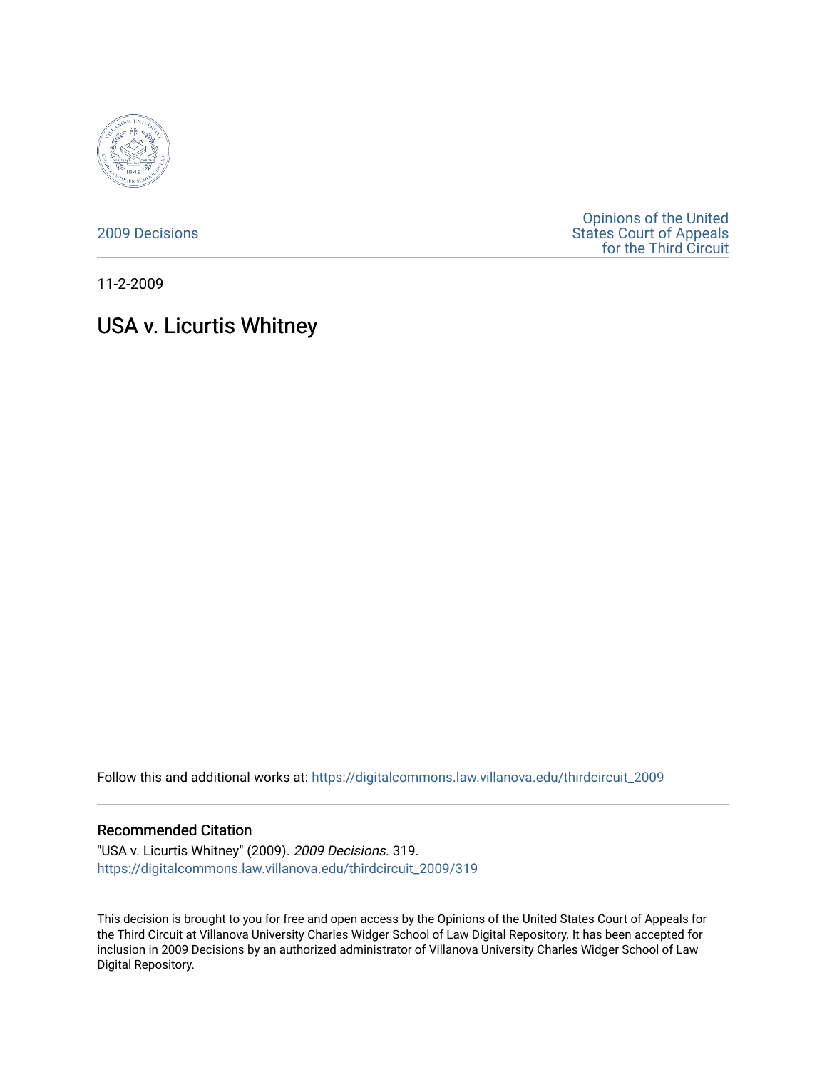2009 Decisions

Opinions of the United States Court of Appeals for the Third Circuit

11-2-2009

# USA v. Licurtis Whitney

Follow this and additional works at: https://digitalcommons.law.villanova.edu/thirdcircuit_2009

## Recommended Citation

"USA v. Licurtis Whitney" (2009). *2009 Decisions*. 319.
https://digitalcommons.law.villanova.edu/thirdcircuit_2009/319

This decision is brought to you for free and open access by the Opinions of the United States Court of Appeals for the Third Circuit at Villanova University Charles Widger School of Law Digital Repository. It has been accepted for inclusion in 2009 Decisions by an authorized administrator of Villanova University Charles Widger School of Law Digital Repository.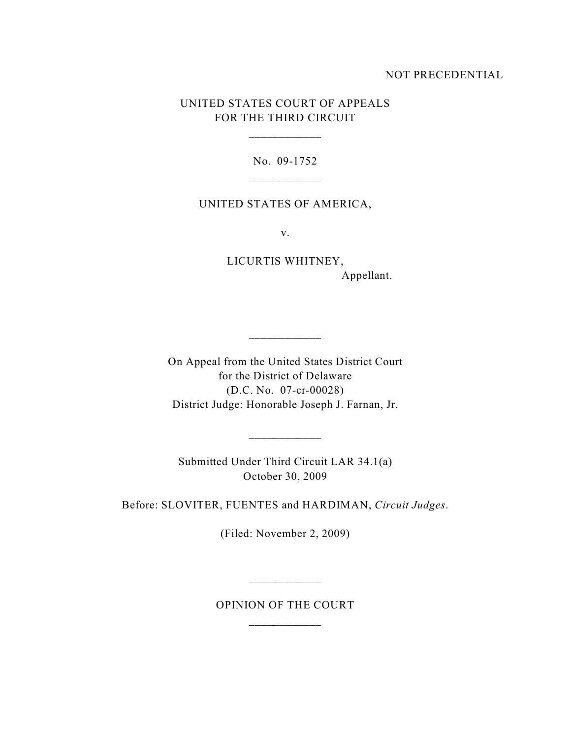NOT PRECEDENTIAL

UNITED STATES COURT OF APPEALS
FOR THE THIRD CIRCUIT

---

No. 09-1752

---

UNITED STATES OF AMERICA,

v.

LICURTIS WHITNEY,
Appellant.

---

On Appeal from the United States District Court
for the District of Delaware
(D.C. No. 07-cr-00028)
District Judge: Honorable Joseph J. Farnan, Jr.

---

Submitted Under Third Circuit LAR 34.1(a)
October 30, 2009

Before: SLOVITER, FUENTES and HARDIMAN, *Circuit Judges*.

(Filed: November 2, 2009)

---

OPINION OF THE COURT

---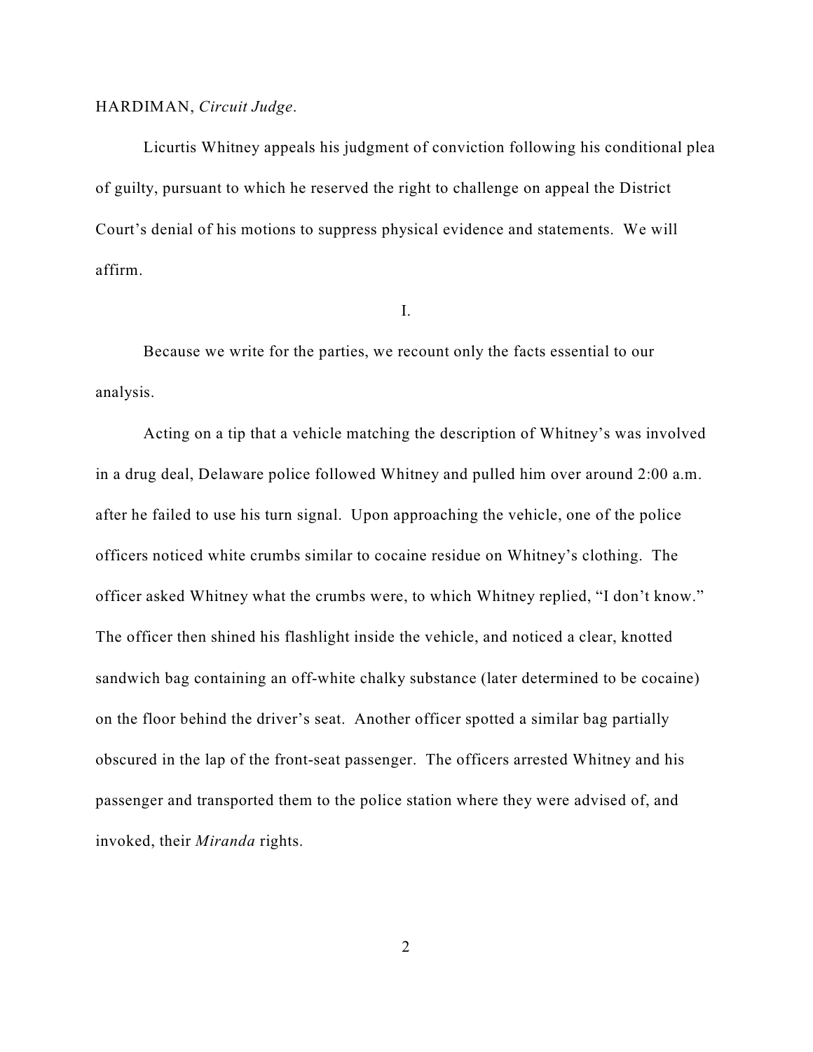HARDIMAN, *Circuit Judge*.

Licurtis Whitney appeals his judgment of conviction following his conditional plea of guilty, pursuant to which he reserved the right to challenge on appeal the District Court's denial of his motions to suppress physical evidence and statements. We will affirm.

I.

Because we write for the parties, we recount only the facts essential to our analysis.

Acting on a tip that a vehicle matching the description of Whitney's was involved in a drug deal, Delaware police followed Whitney and pulled him over around 2:00 a.m. after he failed to use his turn signal. Upon approaching the vehicle, one of the police officers noticed white crumbs similar to cocaine residue on Whitney's clothing. The officer asked Whitney what the crumbs were, to which Whitney replied, "I don't know." The officer then shined his flashlight inside the vehicle, and noticed a clear, knotted sandwich bag containing an off-white chalky substance (later determined to be cocaine) on the floor behind the driver's seat. Another officer spotted a similar bag partially obscured in the lap of the front-seat passenger. The officers arrested Whitney and his passenger and transported them to the police station where they were advised of, and invoked, their *Miranda* rights.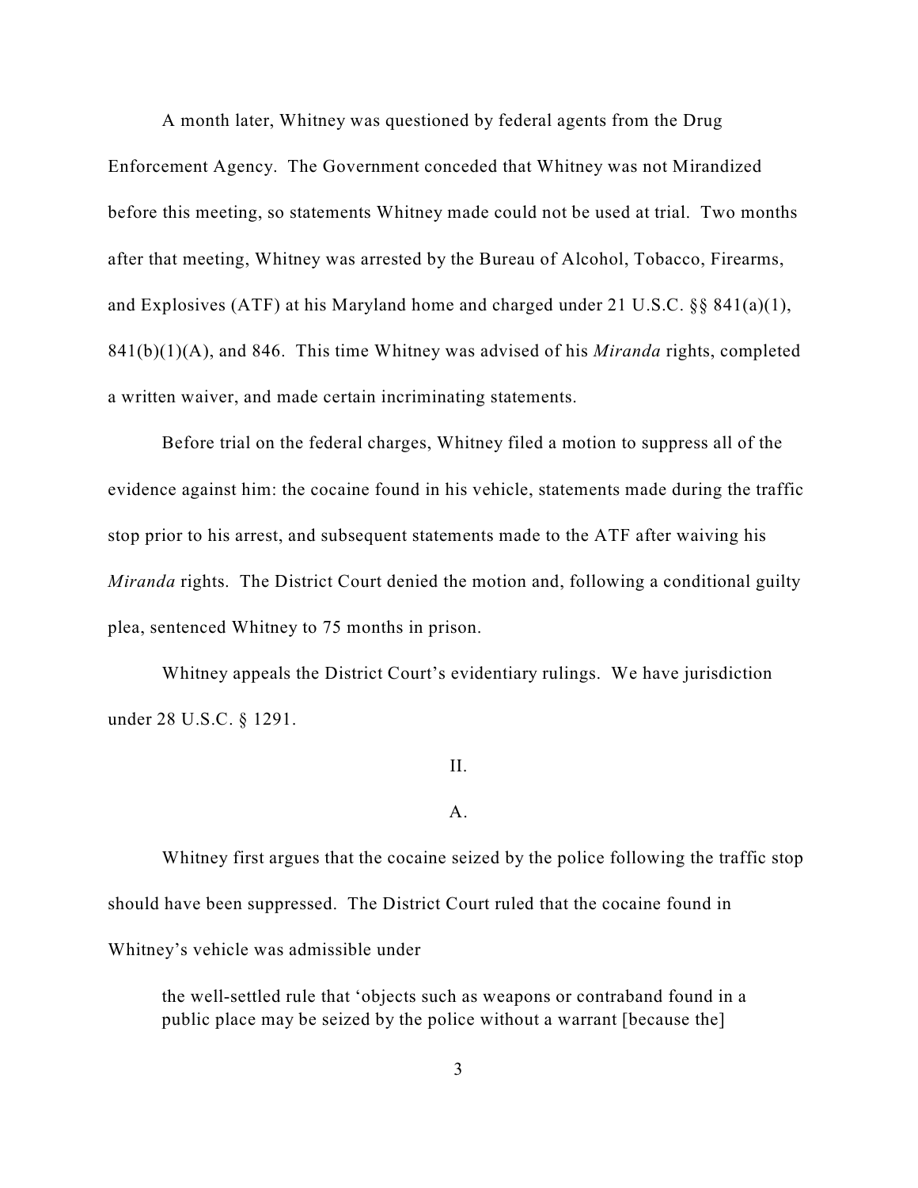A month later, Whitney was questioned by federal agents from the Drug Enforcement Agency. The Government conceded that Whitney was not Mirandized before this meeting, so statements Whitney made could not be used at trial. Two months after that meeting, Whitney was arrested by the Bureau of Alcohol, Tobacco, Firearms, and Explosives (ATF) at his Maryland home and charged under 21 U.S.C. §§ 841(a)(1), 841(b)(1)(A), and 846. This time Whitney was advised of his *Miranda* rights, completed a written waiver, and made certain incriminating statements.

Before trial on the federal charges, Whitney filed a motion to suppress all of the evidence against him: the cocaine found in his vehicle, statements made during the traffic stop prior to his arrest, and subsequent statements made to the ATF after waiving his *Miranda* rights. The District Court denied the motion and, following a conditional guilty plea, sentenced Whitney to 75 months in prison.

Whitney appeals the District Court's evidentiary rulings. We have jurisdiction under 28 U.S.C. § 1291.

## II.

### A.

Whitney first argues that the cocaine seized by the police following the traffic stop should have been suppressed. The District Court ruled that the cocaine found in Whitney's vehicle was admissible under

> the well-settled rule that 'objects such as weapons or contraband found in a public place may be seized by the police without a warrant [because the]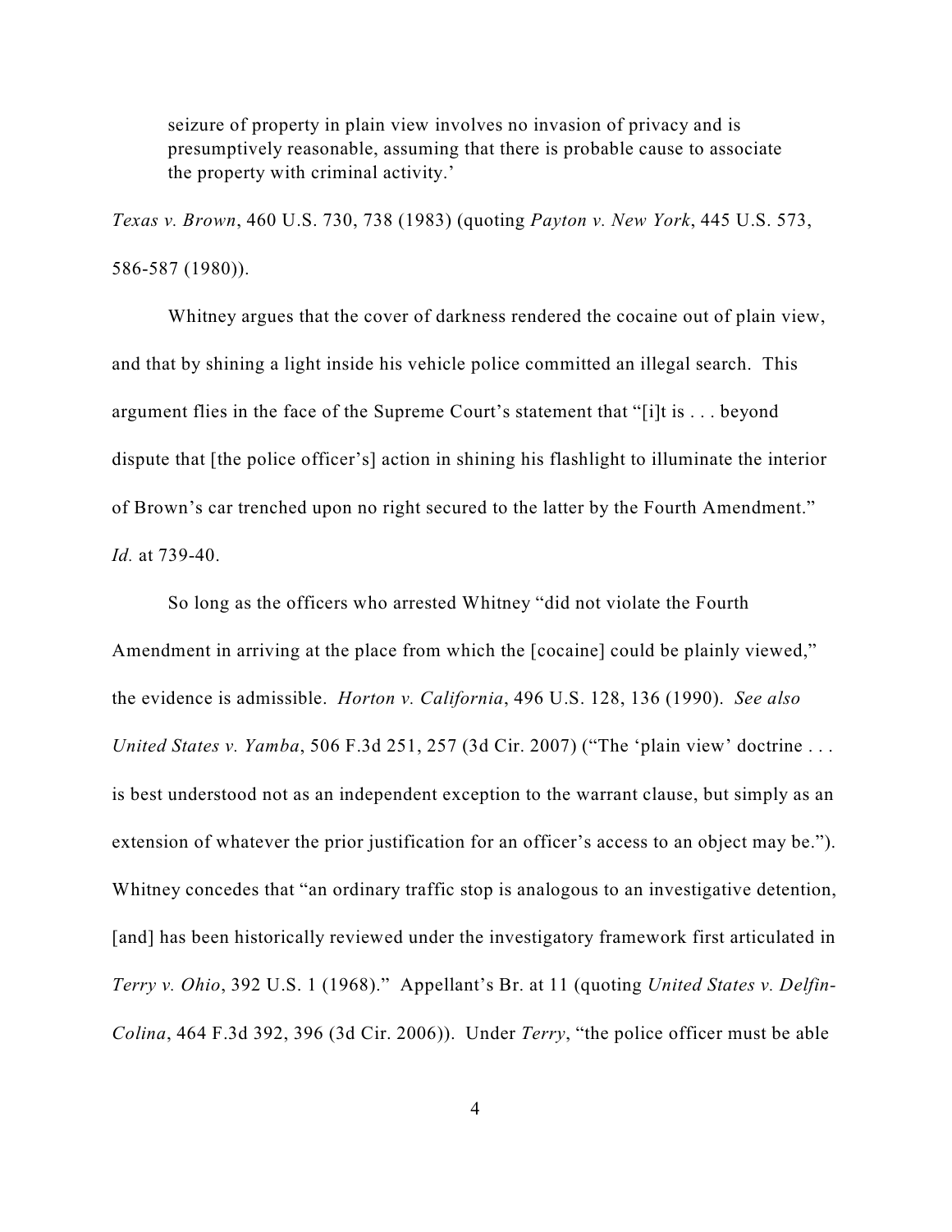> seizure of property in plain view involves no invasion of privacy and is presumptively reasonable, assuming that there is probable cause to associate the property with criminal activity.'

*Texas v. Brown*, 460 U.S. 730, 738 (1983) (quoting *Payton v. New York*, 445 U.S. 573, 586-587 (1980)).

Whitney argues that the cover of darkness rendered the cocaine out of plain view, and that by shining a light inside his vehicle police committed an illegal search. This argument flies in the face of the Supreme Court's statement that "[i]t is . . . beyond dispute that [the police officer's] action in shining his flashlight to illuminate the interior of Brown's car trenched upon no right secured to the latter by the Fourth Amendment." *Id.* at 739-40.

So long as the officers who arrested Whitney "did not violate the Fourth Amendment in arriving at the place from which the [cocaine] could be plainly viewed," the evidence is admissible. *Horton v. California*, 496 U.S. 128, 136 (1990). *See also United States v. Yamba*, 506 F.3d 251, 257 (3d Cir. 2007) ("The 'plain view' doctrine . . . is best understood not as an independent exception to the warrant clause, but simply as an extension of whatever the prior justification for an officer's access to an object may be."). Whitney concedes that "an ordinary traffic stop is analogous to an investigative detention, [and] has been historically reviewed under the investigatory framework first articulated in *Terry v. Ohio*, 392 U.S. 1 (1968)." Appellant's Br. at 11 (quoting *United States v. Delfin-Colina*, 464 F.3d 392, 396 (3d Cir. 2006)). Under *Terry*, "the police officer must be able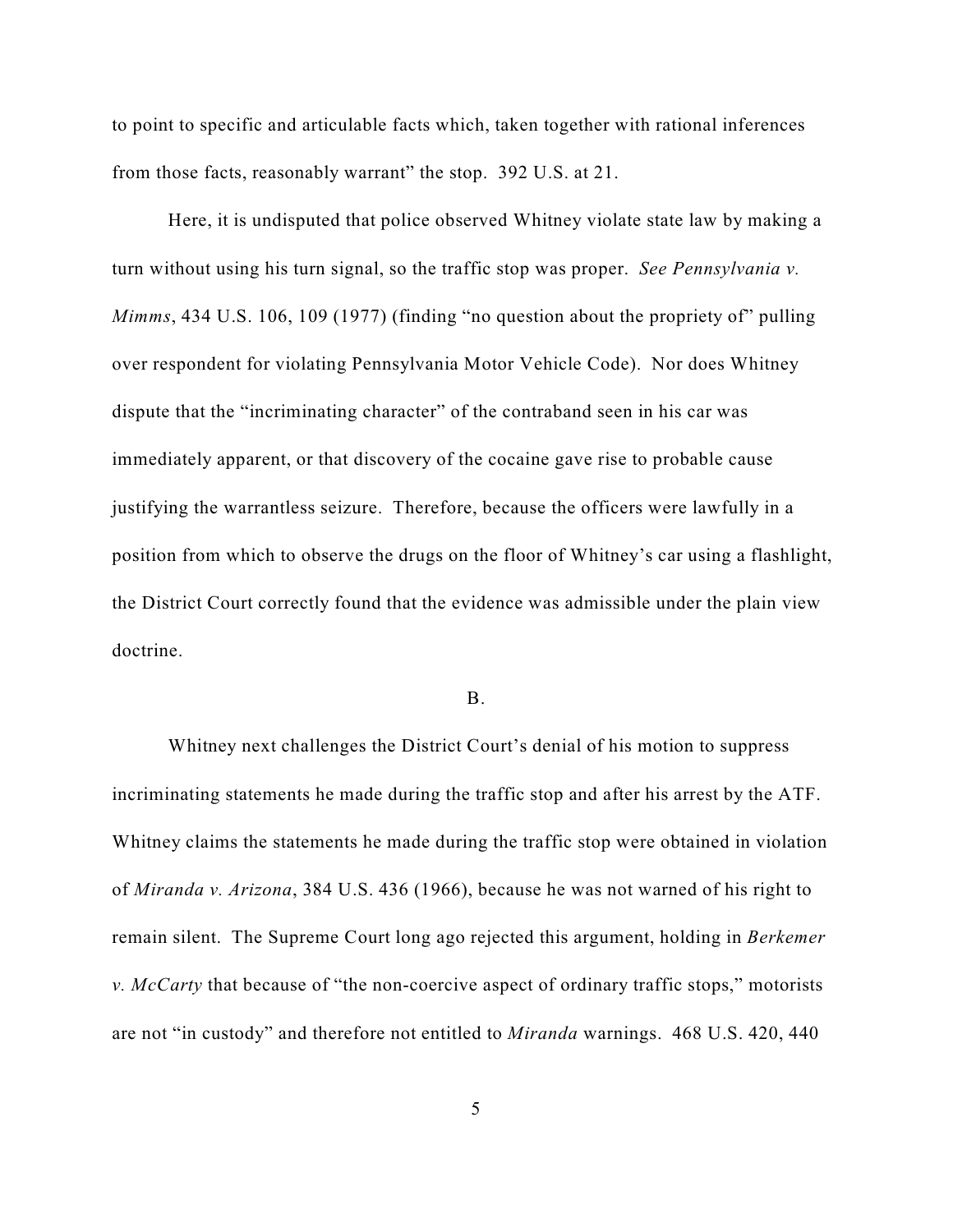to point to specific and articulable facts which, taken together with rational inferences from those facts, reasonably warrant" the stop. 392 U.S. at 21.

Here, it is undisputed that police observed Whitney violate state law by making a turn without using his turn signal, so the traffic stop was proper. *See Pennsylvania v. Mimms*, 434 U.S. 106, 109 (1977) (finding "no question about the propriety of" pulling over respondent for violating Pennsylvania Motor Vehicle Code). Nor does Whitney dispute that the "incriminating character" of the contraband seen in his car was immediately apparent, or that discovery of the cocaine gave rise to probable cause justifying the warrantless seizure. Therefore, because the officers were lawfully in a position from which to observe the drugs on the floor of Whitney's car using a flashlight, the District Court correctly found that the evidence was admissible under the plain view doctrine.

B.

Whitney next challenges the District Court's denial of his motion to suppress incriminating statements he made during the traffic stop and after his arrest by the ATF. Whitney claims the statements he made during the traffic stop were obtained in violation of *Miranda v. Arizona*, 384 U.S. 436 (1966), because he was not warned of his right to remain silent. The Supreme Court long ago rejected this argument, holding in *Berkemer v. McCarty* that because of "the non-coercive aspect of ordinary traffic stops," motorists are not "in custody" and therefore not entitled to *Miranda* warnings. 468 U.S. 420, 440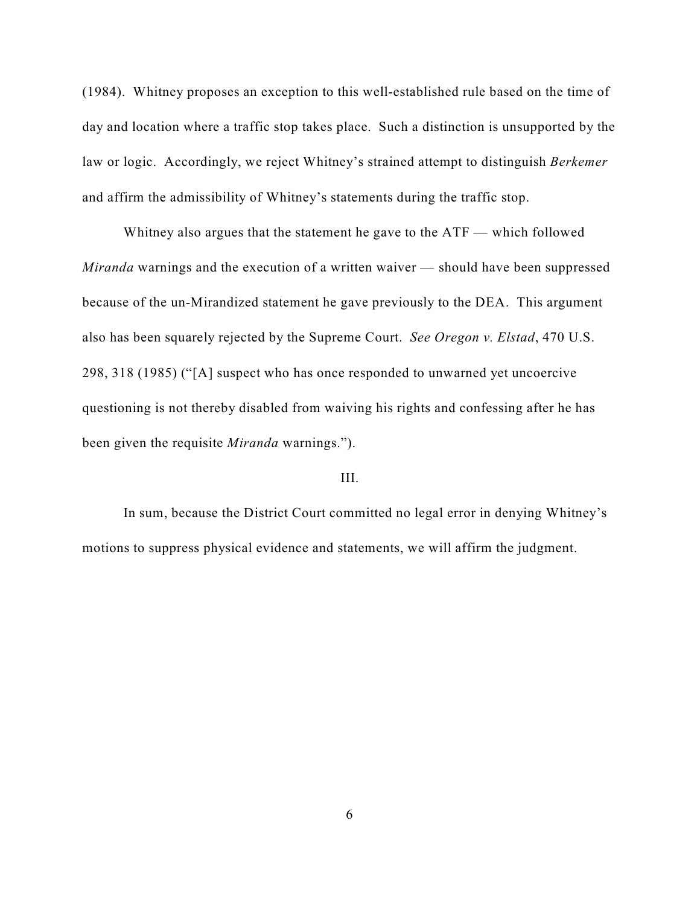(1984). Whitney proposes an exception to this well-established rule based on the time of day and location where a traffic stop takes place. Such a distinction is unsupported by the law or logic. Accordingly, we reject Whitney's strained attempt to distinguish *Berkemer* and affirm the admissibility of Whitney's statements during the traffic stop.

Whitney also argues that the statement he gave to the ATF — which followed *Miranda* warnings and the execution of a written waiver — should have been suppressed because of the un-Mirandized statement he gave previously to the DEA. This argument also has been squarely rejected by the Supreme Court. *See Oregon v. Elstad*, 470 U.S. 298, 318 (1985) ("[A] suspect who has once responded to unwarned yet uncoercive questioning is not thereby disabled from waiving his rights and confessing after he has been given the requisite *Miranda* warnings.").

III.

In sum, because the District Court committed no legal error in denying Whitney's motions to suppress physical evidence and statements, we will affirm the judgment.